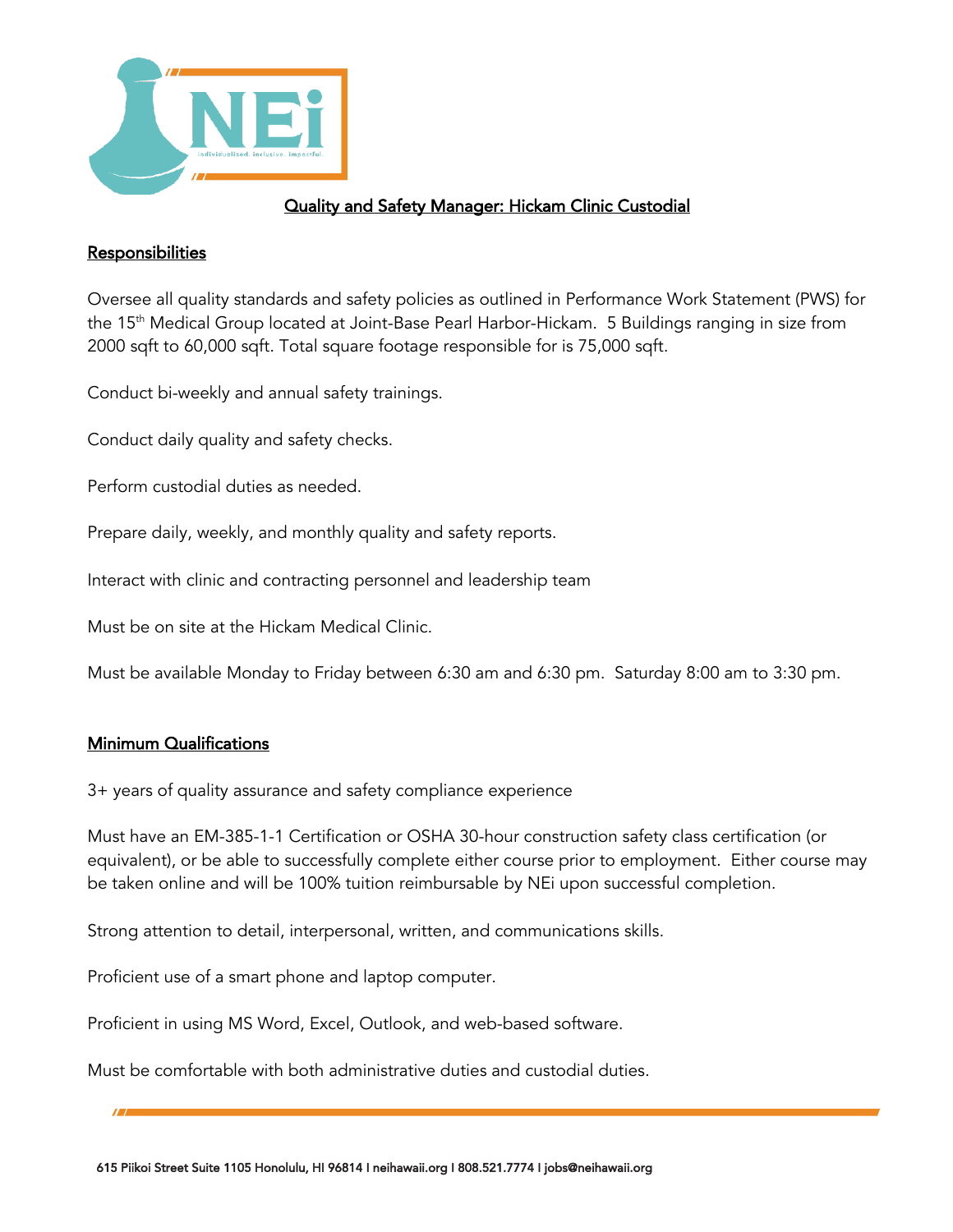# Quality and Safety Manager: Hickam Clinic Custodial

## Responsibilities

Oversee all quality standards and safety policies as outlined in Performance Work Statement (PWS) for the 15th Medical Group located at Joint-Base Pearl Harbor-Hickam. 5 Buildings ranging in size from 2000 sqft to 60,000 sqft. Total square footage responsible for is 75,000 sqft.

Conduct bi-weekly and annual safety trainings.

Conduct daily quality and safety checks.

Perform custodial duties as needed.

Prepare daily, weekly, and monthly quality and safety reports.

Interact with clinic and contracting personnel and leadership team

Must be on site at the Hickam Medical Clinic.

Must be available Monday to Friday between 6:30 am and 6:30 pm. Saturday 8:00 am to 3:30 pm.

## Minimum Qualifications

3+ years of quality assurance and safety compliance experience

Must have an EM-385-1-1 Certification or OSHA 30-hour construction safety class certification (or equivalent), or be able to successfully complete either course prior to employment. Either course may be taken online and will be 100% tuition reimbursable by NEi upon successful completion.

Strong attention to detail, interpersonal, written, and communications skills.

Proficient use of a smart phone and laptop computer.

Proficient in using MS Word, Excel, Outlook, and web-based software.

Must be comfortable with both administrative duties and custodial duties.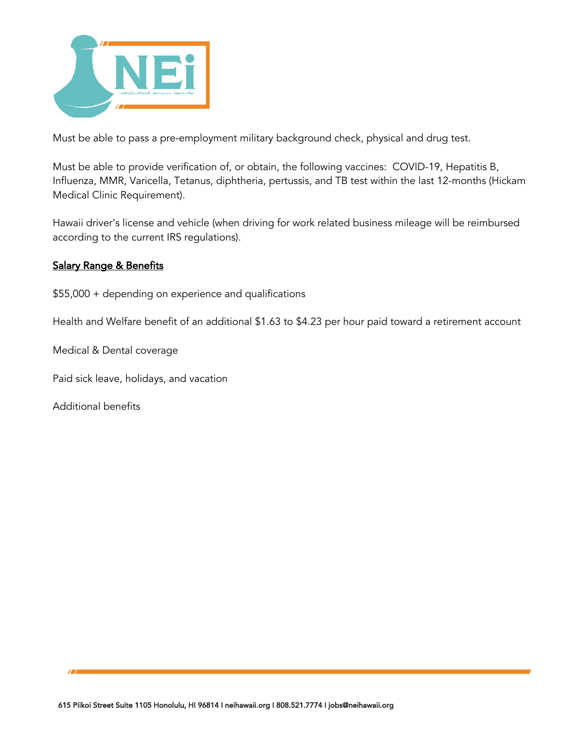Must be able to pass a pre-employment military background check, physical and drug test.

Must be able to provide verification of, or obtain, the following vaccines: COVID-19, Hepatitis B, Influenza, MMR, Varicella, Tetanus, diphtheria, pertussis, and TB test within the last 12-months (Hickam Medical Clinic Requirement).

Hawaii driver's license and vehicle (when driving for work related business mileage will be reimbursed according to the current IRS regulations).

## Salary Range & Benefits

$55,000 + depending on experience and qualifications

Health and Welfare benefit of an additional $1.63 to $4.23 per hour paid toward a retirement account

Medical & Dental coverage

Paid sick leave, holidays, and vacation

Additional benefits